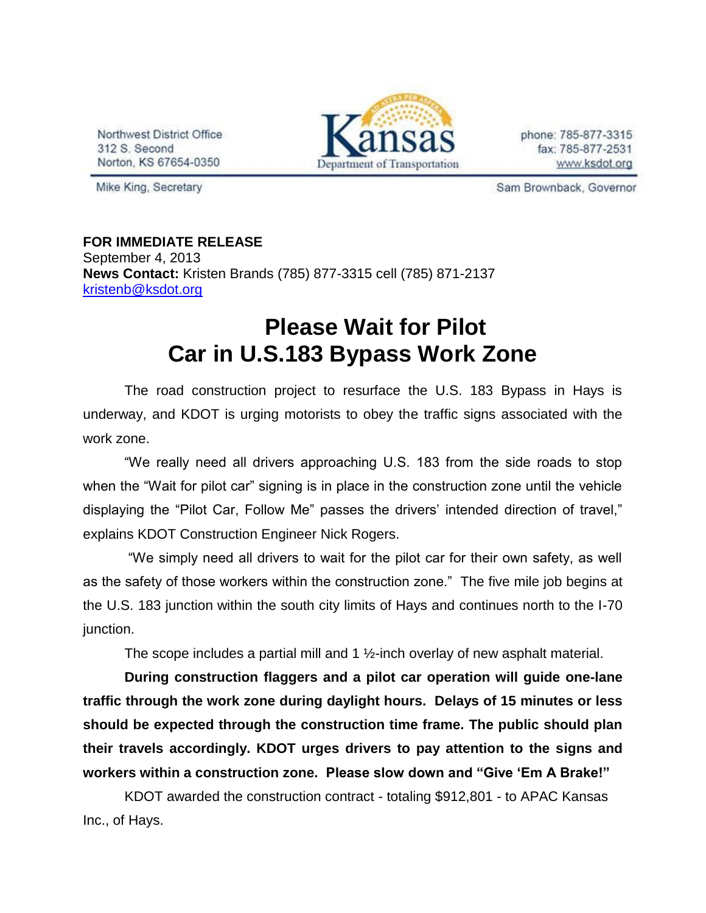Northwest District Office
312 S. Second
Norton, KS 67654-0350

Kansas Department of Transportation

phone: 785-877-3315
fax: 785-877-2531
www.ksdot.org

Mike King, Secretary

Sam Brownback, Governor

**FOR IMMEDIATE RELEASE**
September 4, 2013
**News Contact:** Kristen Brands (785) 877-3315 cell (785) 871-2137
kristenb@ksdot.org

# Please Wait for Pilot Car in U.S.183 Bypass Work Zone

The road construction project to resurface the U.S. 183 Bypass in Hays is underway, and KDOT is urging motorists to obey the traffic signs associated with the work zone.

"We really need all drivers approaching U.S. 183 from the side roads to stop when the "Wait for pilot car" signing is in place in the construction zone until the vehicle displaying the "Pilot Car, Follow Me" passes the drivers' intended direction of travel," explains KDOT Construction Engineer Nick Rogers.

"We simply need all drivers to wait for the pilot car for their own safety, as well as the safety of those workers within the construction zone." The five mile job begins at the U.S. 183 junction within the south city limits of Hays and continues north to the I-70 junction.

The scope includes a partial mill and 1 ½-inch overlay of new asphalt material.

**During construction flaggers and a pilot car operation will guide one-lane traffic through the work zone during daylight hours. Delays of 15 minutes or less should be expected through the construction time frame. The public should plan their travels accordingly. KDOT urges drivers to pay attention to the signs and workers within a construction zone. Please slow down and "Give 'Em A Brake!"**

KDOT awarded the construction contract - totaling $912,801 - to APAC Kansas Inc., of Hays.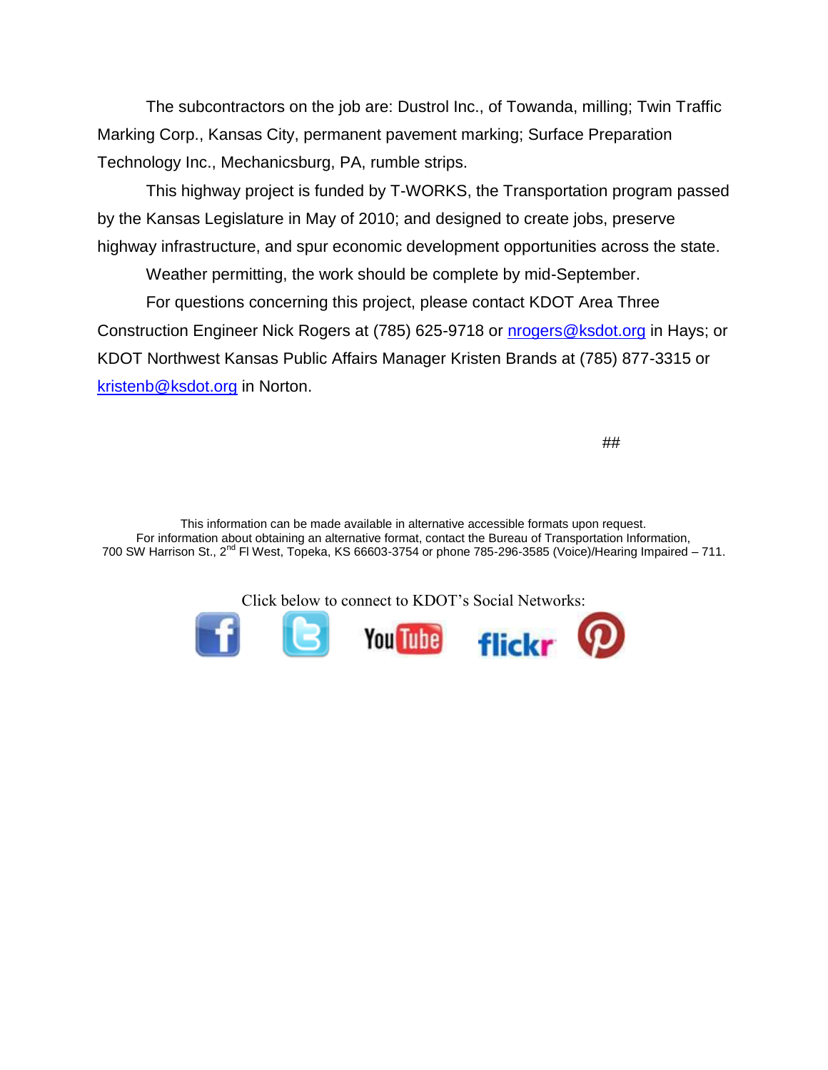The subcontractors on the job are: Dustrol Inc., of Towanda, milling; Twin Traffic Marking Corp., Kansas City, permanent pavement marking; Surface Preparation Technology Inc., Mechanicsburg, PA, rumble strips.

This highway project is funded by T-WORKS, the Transportation program passed by the Kansas Legislature in May of 2010; and designed to create jobs, preserve highway infrastructure, and spur economic development opportunities across the state.

Weather permitting, the work should be complete by mid-September.

For questions concerning this project, please contact KDOT Area Three Construction Engineer Nick Rogers at (785) 625-9718 or nrogers@ksdot.org in Hays; or KDOT Northwest Kansas Public Affairs Manager Kristen Brands at (785) 877-3315 or kristenb@ksdot.org in Norton.

##

This information can be made available in alternative accessible formats upon request.
For information about obtaining an alternative format, contact the Bureau of Transportation Information, 700 SW Harrison St., 2nd Fl West, Topeka, KS 66603-3754 or phone 785-296-3585 (Voice)/Hearing Impaired – 711.

Click below to connect to KDOT's Social Networks: